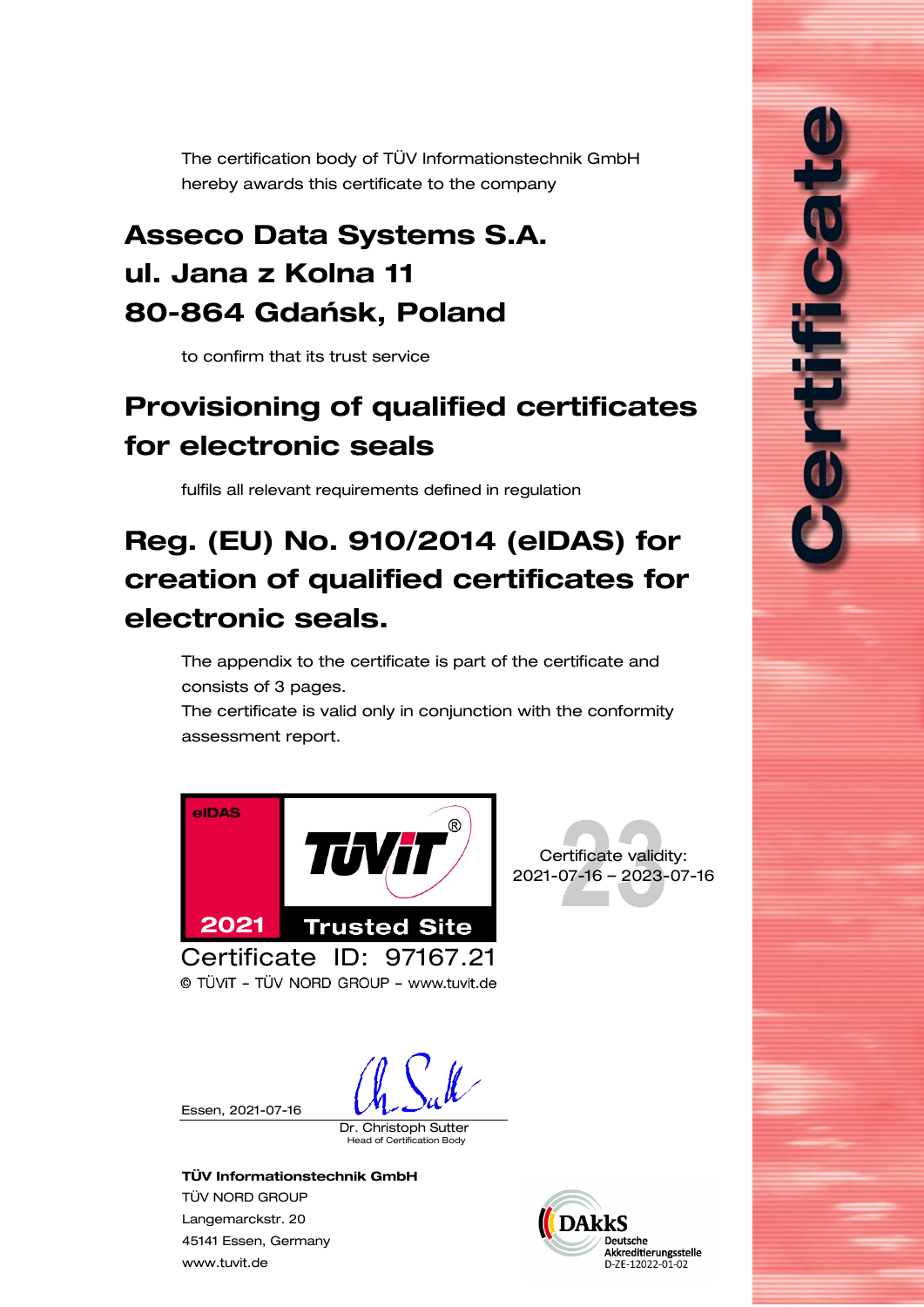# Certificate

The certification body of TÜV Informationstechnik GmbH hereby awards this certificate to the company

## Asseco Data Systems S.A.
## ul. Jana z Kolna 11
## 80-864 Gdańsk, Poland

to confirm that its trust service

## Provisioning of qualified certificates for electronic seals

fulfils all relevant requirements defined in regulation

## Reg. (EU) No. 910/2014 (eIDAS) for creation of qualified certificates for electronic seals.

The appendix to the certificate is part of the certificate and consists of 3 pages.
The certificate is valid only in conjunction with the conformity assessment report.

eIDAS
TÜViT
2021 Trusted Site

Certificate ID: 97167.21
© TÜViT – TÜV NORD GROUP – www.tuvit.de

Certificate validity:
2021-07-16 – 2023-07-16

Essen, 2021-07-16

Dr. Christoph Sutter
Head of Certification Body

**TÜV Informationstechnik GmbH**
TÜV NORD GROUP
Langemarckstr. 20
45141 Essen, Germany
www.tuvit.de

DAkkS
Deutsche Akkreditierungsstelle
D-ZE-12022-01-02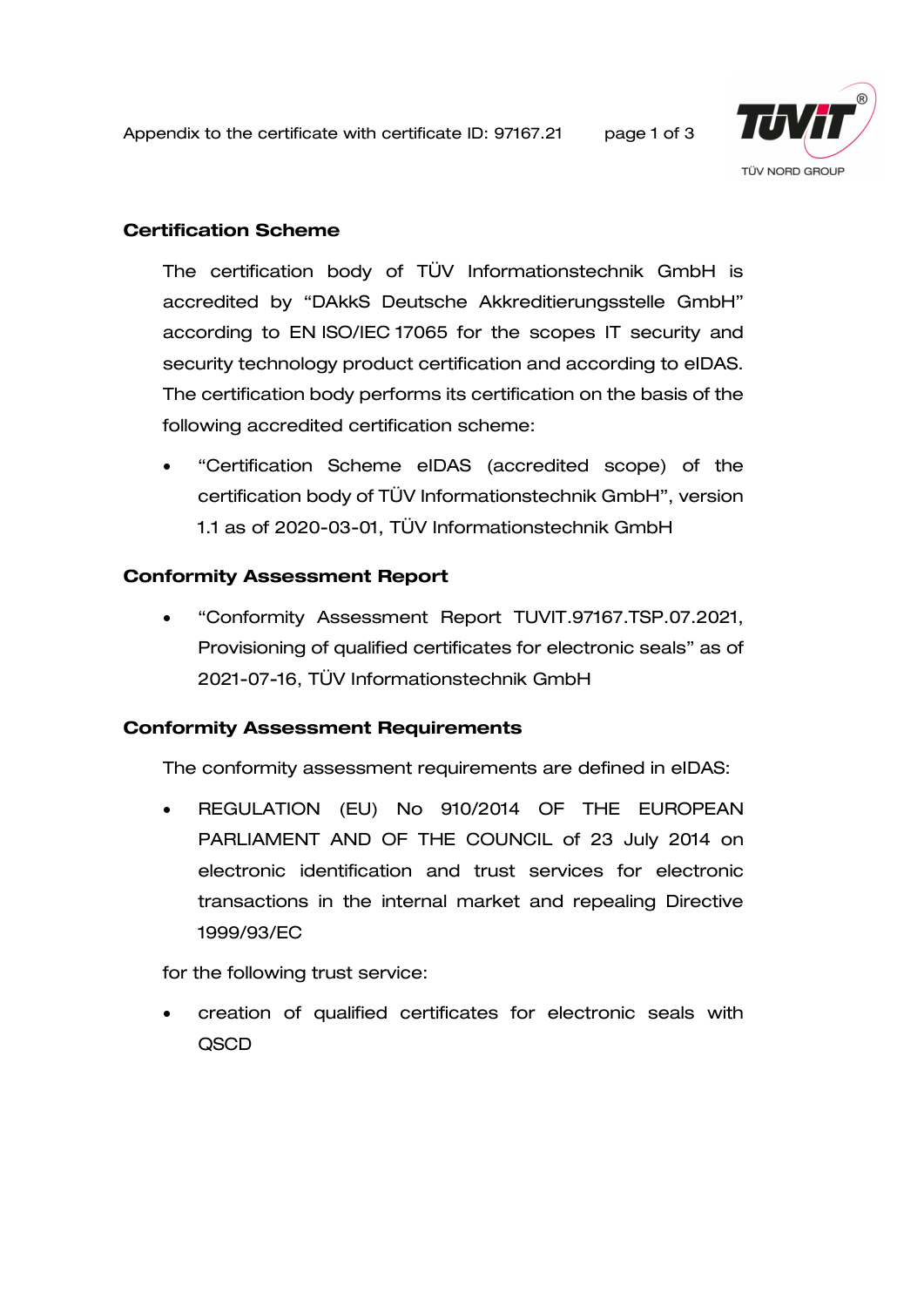## Certification Scheme

The certification body of TÜV Informationstechnik GmbH is accredited by “DAkkS Deutsche Akkreditierungsstelle GmbH” according to EN ISO/IEC 17065 for the scopes IT security and security technology product certification and according to eIDAS. The certification body performs its certification on the basis of the following accredited certification scheme:

- “Certification Scheme eIDAS (accredited scope) of the certification body of TÜV Informationstechnik GmbH”, version 1.1 as of 2020-03-01, TÜV Informationstechnik GmbH

## Conformity Assessment Report

- “Conformity Assessment Report TUVIT.97167.TSP.07.2021, Provisioning of qualified certificates for electronic seals” as of 2021-07-16, TÜV Informationstechnik GmbH

## Conformity Assessment Requirements

The conformity assessment requirements are defined in eIDAS:

- REGULATION (EU) No 910/2014 OF THE EUROPEAN PARLIAMENT AND OF THE COUNCIL of 23 July 2014 on electronic identification and trust services for electronic transactions in the internal market and repealing Directive 1999/93/EC

for the following trust service:

- creation of qualified certificates for electronic seals with QSCD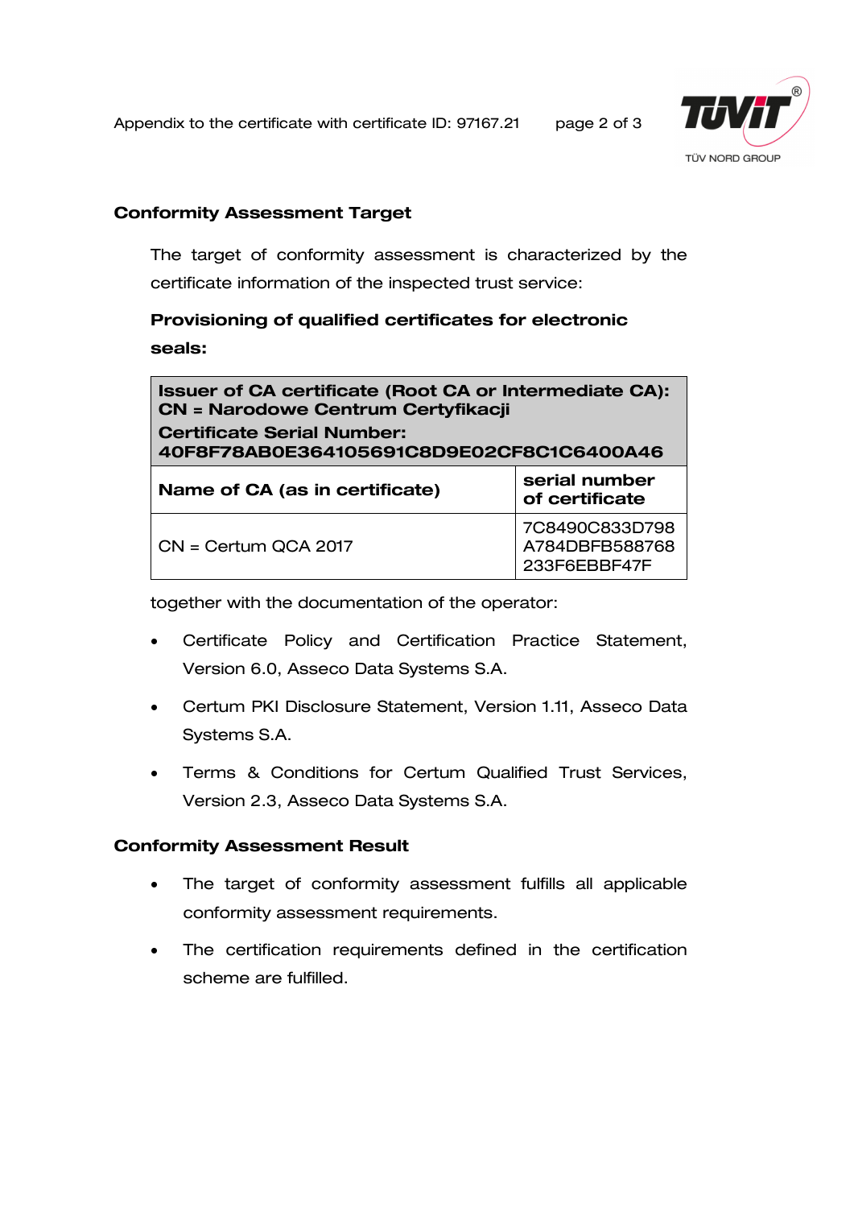## Conformity Assessment Target

The target of conformity assessment is characterized by the certificate information of the inspected trust service:

### Provisioning of qualified certificates for electronic seals:

| **Issuer of CA certificate (Root CA or Intermediate CA): CN = Narodowe Centrum Certyfikacji Certificate Serial Number: 40F8F78AB0E364105691C8D9E02CF8C1C6400A46** | |
|---|---|
| **Name of CA (as in certificate)** | **serial number of certificate** |
| CN = Certum QCA 2017 | 7C8490C833D798 A784DBFB588768 233F6EBBF47F |

together with the documentation of the operator:

- Certificate Policy and Certification Practice Statement, Version 6.0, Asseco Data Systems S.A.
- Certum PKI Disclosure Statement, Version 1.11, Asseco Data Systems S.A.
- Terms & Conditions for Certum Qualified Trust Services, Version 2.3, Asseco Data Systems S.A.

## Conformity Assessment Result

- The target of conformity assessment fulfills all applicable conformity assessment requirements.
- The certification requirements defined in the certification scheme are fulfilled.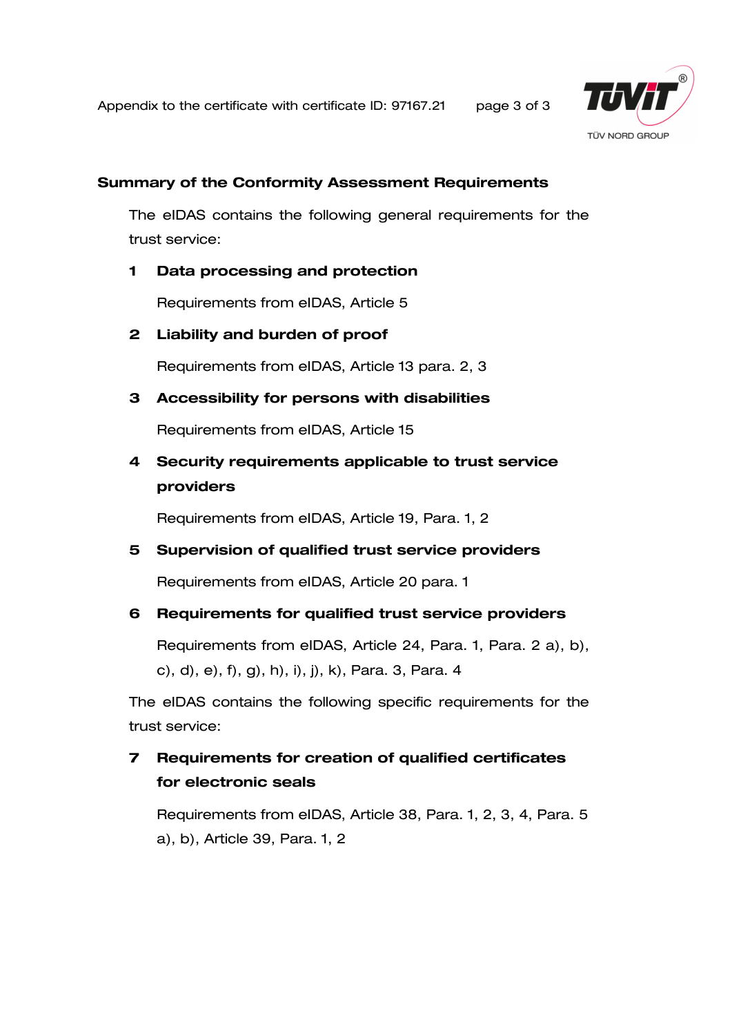## Summary of the Conformity Assessment Requirements

The eIDAS contains the following general requirements for the trust service:

### 1 Data processing and protection

Requirements from eIDAS, Article 5

### 2 Liability and burden of proof

Requirements from eIDAS, Article 13 para. 2, 3

### 3 Accessibility for persons with disabilities

Requirements from eIDAS, Article 15

### 4 Security requirements applicable to trust service providers

Requirements from eIDAS, Article 19, Para. 1, 2

### 5 Supervision of qualified trust service providers

Requirements from eIDAS, Article 20 para. 1

### 6 Requirements for qualified trust service providers

Requirements from eIDAS, Article 24, Para. 1, Para. 2 a), b), c), d), e), f), g), h), i), j), k), Para. 3, Para. 4

The eIDAS contains the following specific requirements for the trust service:

### 7 Requirements for creation of qualified certificates for electronic seals

Requirements from eIDAS, Article 38, Para. 1, 2, 3, 4, Para. 5 a), b), Article 39, Para. 1, 2